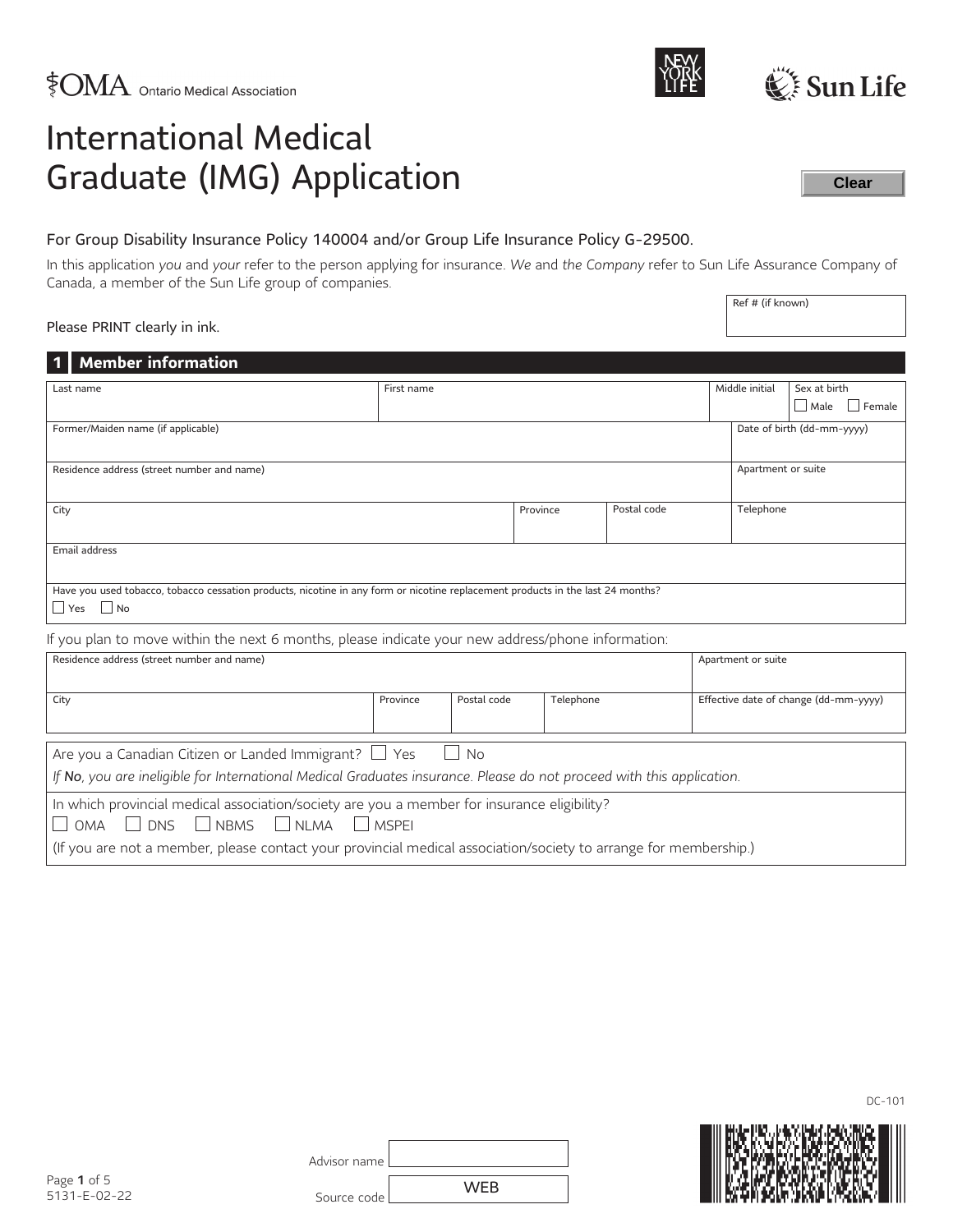OMA Ontario Medical Association

# International Medical Graduate (IMG) Application

Clear

For Group Disability Insurance Policy 140004 and/or Group Life Insurance Policy G-29500.

In this application *you* and *your* refer to the person applying for insurance. *We* and *the Company* refer to Sun Life Assurance Company of Canada, a member of the Sun Life group of companies.

| Ref # (if known) |
|---|
| |

Please PRINT clearly in ink.

## 1 Member information

| Last name | First name | Middle initial | Sex at birth ☐ Male ☐ Female |
|---|---|---|---|
| Former/Maiden name (if applicable) | | | Date of birth (dd-mm-yyyy) |
| Residence address (street number and name) | | | Apartment or suite |
| City | Province | Postal code | Telephone |
| Email address | | | |

Have you used tobacco, tobacco cessation products, nicotine in any form or nicotine replacement products in the last 24 months?
☐ Yes ☐ No

If you plan to move within the next 6 months, please indicate your new address/phone information:

| Residence address (street number and name) | | | | Apartment or suite |
|---|---|---|---|---|
| City | Province | Postal code | Telephone | Effective date of change (dd-mm-yyyy) |

Are you a Canadian Citizen or Landed Immigrant? ☐ Yes ☐ No

*If **No**, you are ineligible for International Medical Graduates insurance. Please do not proceed with this application.*

In which provincial medical association/society are you a member for insurance eligibility?
☐ OMA ☐ DNS ☐ NBMS ☐ NLMA ☐ MSPEI

(If you are not a member, please contact your provincial medical association/society to arrange for membership.)

DC-101

5131-E-02-22

Advisor name

Source code WEB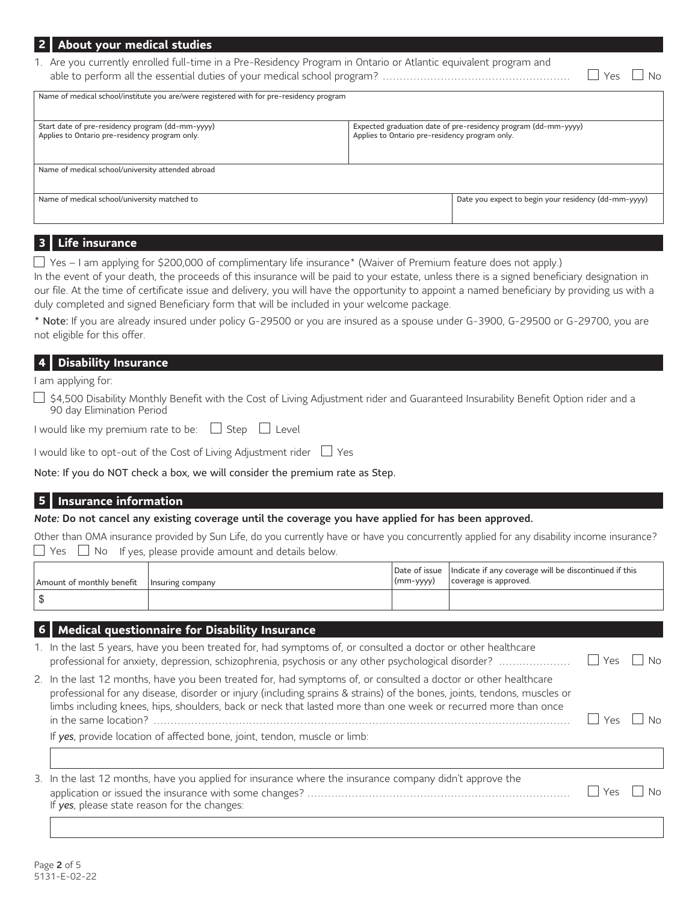## 2 About your medical studies

1. Are you currently enrolled full-time in a Pre-Residency Program in Ontario or Atlantic equivalent program and able to perform all the essential duties of your medical school program? ☐ Yes ☐ No

| Name of medical school/institute you are/were registered with for pre-residency program | |
|---|---|
| | |
| Start date of pre-residency program (dd-mm-yyyy) Applies to Ontario pre-residency program only. | Expected graduation date of pre-residency program (dd-mm-yyyy) Applies to Ontario pre-residency program only. |
| Name of medical school/university attended abroad | |
| Name of medical school/university matched to | Date you expect to begin your residency (dd-mm-yyyy) |

## 3 Life insurance

☐ Yes – I am applying for $200,000 of complimentary life insurance* (Waiver of Premium feature does not apply.)
In the event of your death, the proceeds of this insurance will be paid to your estate, unless there is a signed beneficiary designation in our file. At the time of certificate issue and delivery, you will have the opportunity to appoint a named beneficiary by providing us with a duly completed and signed Beneficiary form that will be included in your welcome package.

\* **Note:** If you are already insured under policy G-29500 or you are insured as a spouse under G-3900, G-29500 or G-29700, you are not eligible for this offer.

## 4 Disability Insurance

I am applying for:

☐ $4,500 Disability Monthly Benefit with the Cost of Living Adjustment rider and Guaranteed Insurability Benefit Option rider and a 90 day Elimination Period

I would like my premium rate to be: ☐ Step ☐ Level

I would like to opt-out of the Cost of Living Adjustment rider ☐ Yes

Note: If you do NOT check a box, we will consider the premium rate as Step.

## 5 Insurance information

*Note:* **Do not cancel any existing coverage until the coverage you have applied for has been approved.**

Other than OMA insurance provided by Sun Life, do you currently have or have you concurrently applied for any disability income insurance?
☐ Yes ☐ No If yes, please provide amount and details below.

| Amount of monthly benefit | Insuring company | Date of issue (mm-yyyy) | Indicate if any coverage will be discontinued if this coverage is approved. |
|---|---|---|---|
| $ | | | |

## 6 Medical questionnaire for Disability Insurance

1. In the last 5 years, have you been treated for, had symptoms of, or consulted a doctor or other healthcare professional for anxiety, depression, schizophrenia, psychosis or any other psychological disorder? ☐ Yes ☐ No
2. In the last 12 months, have you been treated for, had symptoms of, or consulted a doctor or other healthcare professional for any disease, disorder or injury (including sprains & strains) of the bones, joints, tendons, muscles or limbs including knees, hips, shoulders, back or neck that lasted more than one week or recurred more than once in the same location? ☐ Yes ☐ No

   If *yes*, provide location of affected bone, joint, tendon, muscle or limb:

3. In the last 12 months, have you applied for insurance where the insurance company didn't approve the application or issued the insurance with some changes? ☐ Yes ☐ No

   If *yes*, please state reason for the changes: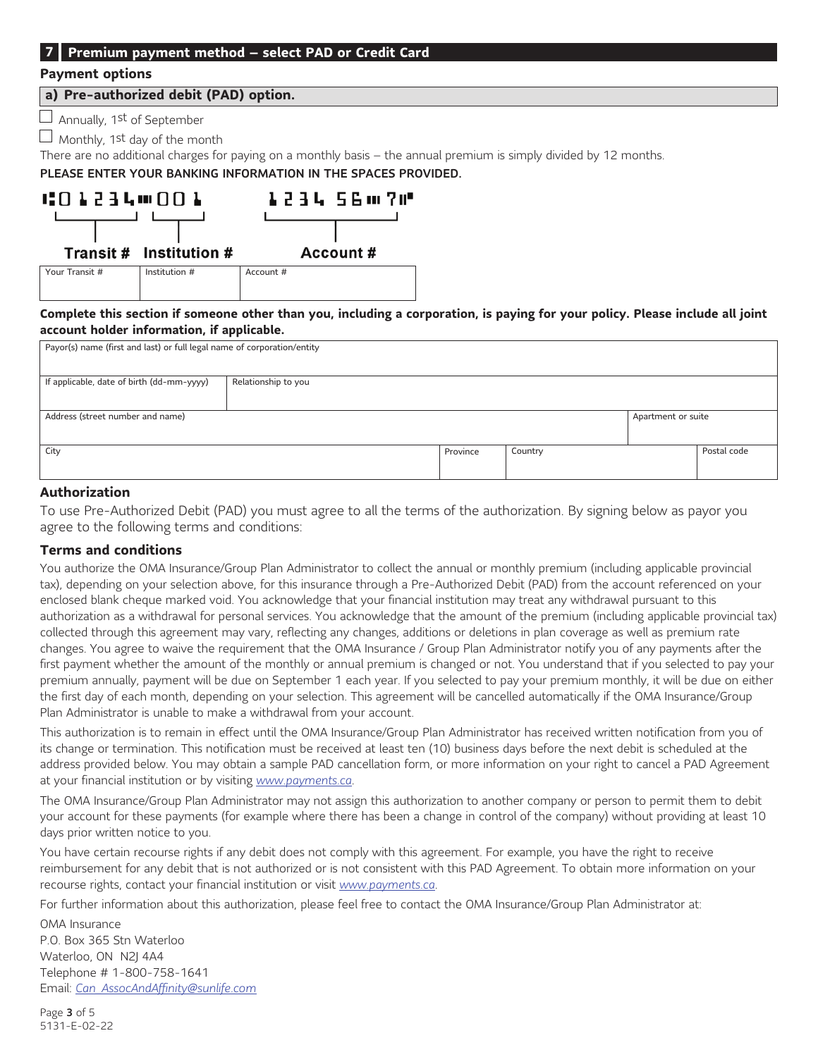## 7 Premium payment method – select PAD or Credit Card

### Payment options

#### a) Pre-authorized debit (PAD) option.

☐ Annually, 1st of September

☐ Monthly, 1st day of the month

There are no additional charges for paying on a monthly basis – the annual premium is simply divided by 12 months.

PLEASE ENTER YOUR BANKING INFORMATION IN THE SPACES PROVIDED.

⑆01234⑈001 1234 56⑈7⑉

| Transit # | Institution # | Account # |
|---|---|---|
| Your Transit # | Institution # | Account # |

**Complete this section if someone other than you, including a corporation, is paying for your policy. Please include all joint account holder information, if applicable.**

| Payor(s) name (first and last) or full legal name of corporation/entity | | | | |
|---|---|---|---|---|
| If applicable, date of birth (dd-mm-yyyy) | Relationship to you | | | |
| Address (street number and name) | | | | Apartment or suite |
| City | | Province | Country | Postal code |

### Authorization

To use Pre-Authorized Debit (PAD) you must agree to all the terms of the authorization. By signing below as payor you agree to the following terms and conditions:

### Terms and conditions

You authorize the OMA Insurance/Group Plan Administrator to collect the annual or monthly premium (including applicable provincial tax), depending on your selection above, for this insurance through a Pre-Authorized Debit (PAD) from the account referenced on your enclosed blank cheque marked void. You acknowledge that your financial institution may treat any withdrawal pursuant to this authorization as a withdrawal for personal services. You acknowledge that the amount of the premium (including applicable provincial tax) collected through this agreement may vary, reflecting any changes, additions or deletions in plan coverage as well as premium rate changes. You agree to waive the requirement that the OMA Insurance / Group Plan Administrator notify you of any payments after the first payment whether the amount of the monthly or annual premium is changed or not. You understand that if you selected to pay your premium annually, payment will be due on September 1 each year. If you selected to pay your premium monthly, it will be due on either the first day of each month, depending on your selection. This agreement will be cancelled automatically if the OMA Insurance/Group Plan Administrator is unable to make a withdrawal from your account.

This authorization is to remain in effect until the OMA Insurance/Group Plan Administrator has received written notification from you of its change or termination. This notification must be received at least ten (10) business days before the next debit is scheduled at the address provided below. You may obtain a sample PAD cancellation form, or more information on your right to cancel a PAD Agreement at your financial institution or by visiting *www.payments.ca*.

The OMA Insurance/Group Plan Administrator may not assign this authorization to another company or person to permit them to debit your account for these payments (for example where there has been a change in control of the company) without providing at least 10 days prior written notice to you.

You have certain recourse rights if any debit does not comply with this agreement. For example, you have the right to receive reimbursement for any debit that is not authorized or is not consistent with this PAD Agreement. To obtain more information on your recourse rights, contact your financial institution or visit *www.payments.ca*.

For further information about this authorization, please feel free to contact the OMA Insurance/Group Plan Administrator at:

OMA Insurance
P.O. Box 365 Stn Waterloo
Waterloo, ON N2J 4A4
Telephone # 1-800-758-1641
Email: *Can_AssocAndAffinity@sunlife.com*

5131-E-02-22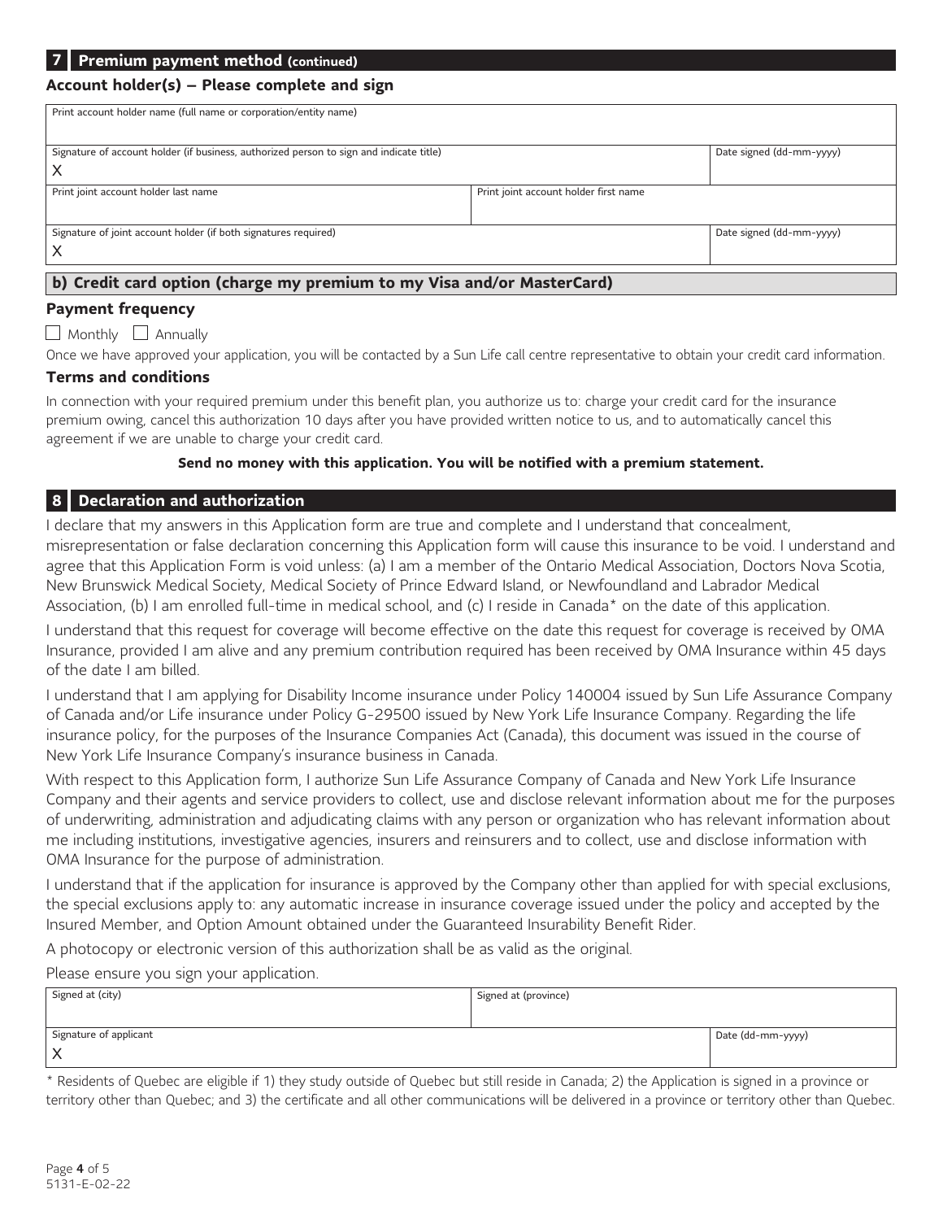## 7 Premium payment method (continued)

### Account holder(s) – Please complete and sign

| Print account holder name (full name or corporation/entity name) | | |
|---|---|---|
| Signature of account holder (if business, authorized person to sign and indicate title)<br>X | | Date signed (dd-mm-yyyy) |
| Print joint account holder last name | Print joint account holder first name | |
| Signature of joint account holder (if both signatures required)<br>X | | Date signed (dd-mm-yyyy) |

### b) Credit card option (charge my premium to my Visa and/or MasterCard)

**Payment frequency**

☐ Monthly ☐ Annually

Once we have approved your application, you will be contacted by a Sun Life call centre representative to obtain your credit card information.

**Terms and conditions**

In connection with your required premium under this benefit plan, you authorize us to: charge your credit card for the insurance premium owing, cancel this authorization 10 days after you have provided written notice to us, and to automatically cancel this agreement if we are unable to charge your credit card.

**Send no money with this application. You will be notified with a premium statement.**

## 8 Declaration and authorization

I declare that my answers in this Application form are true and complete and I understand that concealment, misrepresentation or false declaration concerning this Application form will cause this insurance to be void. I understand and agree that this Application Form is void unless: (a) I am a member of the Ontario Medical Association, Doctors Nova Scotia, New Brunswick Medical Society, Medical Society of Prince Edward Island, or Newfoundland and Labrador Medical Association, (b) I am enrolled full-time in medical school, and (c) I reside in Canada* on the date of this application.

I understand that this request for coverage will become effective on the date this request for coverage is received by OMA Insurance, provided I am alive and any premium contribution required has been received by OMA Insurance within 45 days of the date I am billed.

I understand that I am applying for Disability Income insurance under Policy 140004 issued by Sun Life Assurance Company of Canada and/or Life insurance under Policy G-29500 issued by New York Life Insurance Company. Regarding the life insurance policy, for the purposes of the Insurance Companies Act (Canada), this document was issued in the course of New York Life Insurance Company's insurance business in Canada.

With respect to this Application form, I authorize Sun Life Assurance Company of Canada and New York Life Insurance Company and their agents and service providers to collect, use and disclose relevant information about me for the purposes of underwriting, administration and adjudicating claims with any person or organization who has relevant information about me including institutions, investigative agencies, insurers and reinsurers and to collect, use and disclose information with OMA Insurance for the purpose of administration.

I understand that if the application for insurance is approved by the Company other than applied for with special exclusions, the special exclusions apply to: any automatic increase in insurance coverage issued under the policy and accepted by the Insured Member, and Option Amount obtained under the Guaranteed Insurability Benefit Rider.

A photocopy or electronic version of this authorization shall be as valid as the original.

Please ensure you sign your application.

| Signed at (city) | Signed at (province) | |
|---|---|---|
| Signature of applicant<br>X | | Date (dd-mm-yyyy) |

\* Residents of Quebec are eligible if 1) they study outside of Quebec but still reside in Canada; 2) the Application is signed in a province or territory other than Quebec; and 3) the certificate and all other communications will be delivered in a province or territory other than Quebec.

5131-E-02-22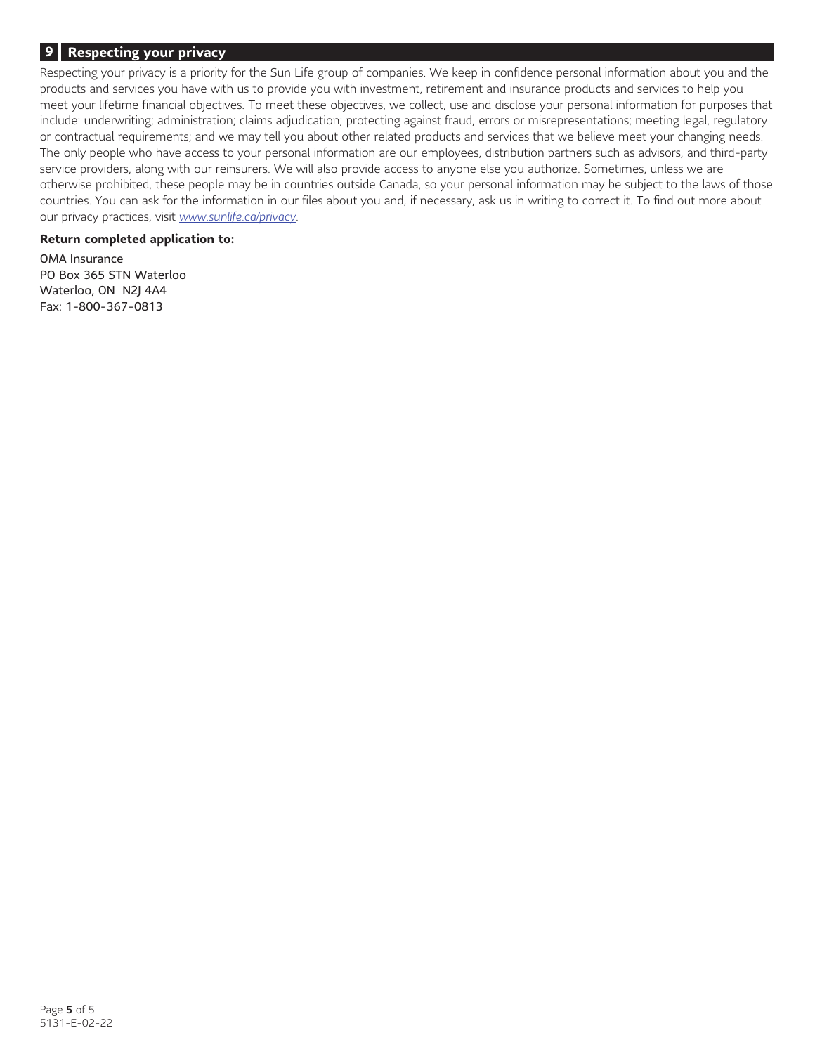## 9 Respecting your privacy

Respecting your privacy is a priority for the Sun Life group of companies. We keep in confidence personal information about you and the products and services you have with us to provide you with investment, retirement and insurance products and services to help you meet your lifetime financial objectives. To meet these objectives, we collect, use and disclose your personal information for purposes that include: underwriting; administration; claims adjudication; protecting against fraud, errors or misrepresentations; meeting legal, regulatory or contractual requirements; and we may tell you about other related products and services that we believe meet your changing needs. The only people who have access to your personal information are our employees, distribution partners such as advisors, and third-party service providers, along with our reinsurers. We will also provide access to anyone else you authorize. Sometimes, unless we are otherwise prohibited, these people may be in countries outside Canada, so your personal information may be subject to the laws of those countries. You can ask for the information in our files about you and, if necessary, ask us in writing to correct it. To find out more about our privacy practices, visit *www.sunlife.ca/privacy*.

**Return completed application to:**

OMA Insurance
PO Box 365 STN Waterloo
Waterloo, ON N2J 4A4
Fax: 1-800-367-0813

5131-E-02-22